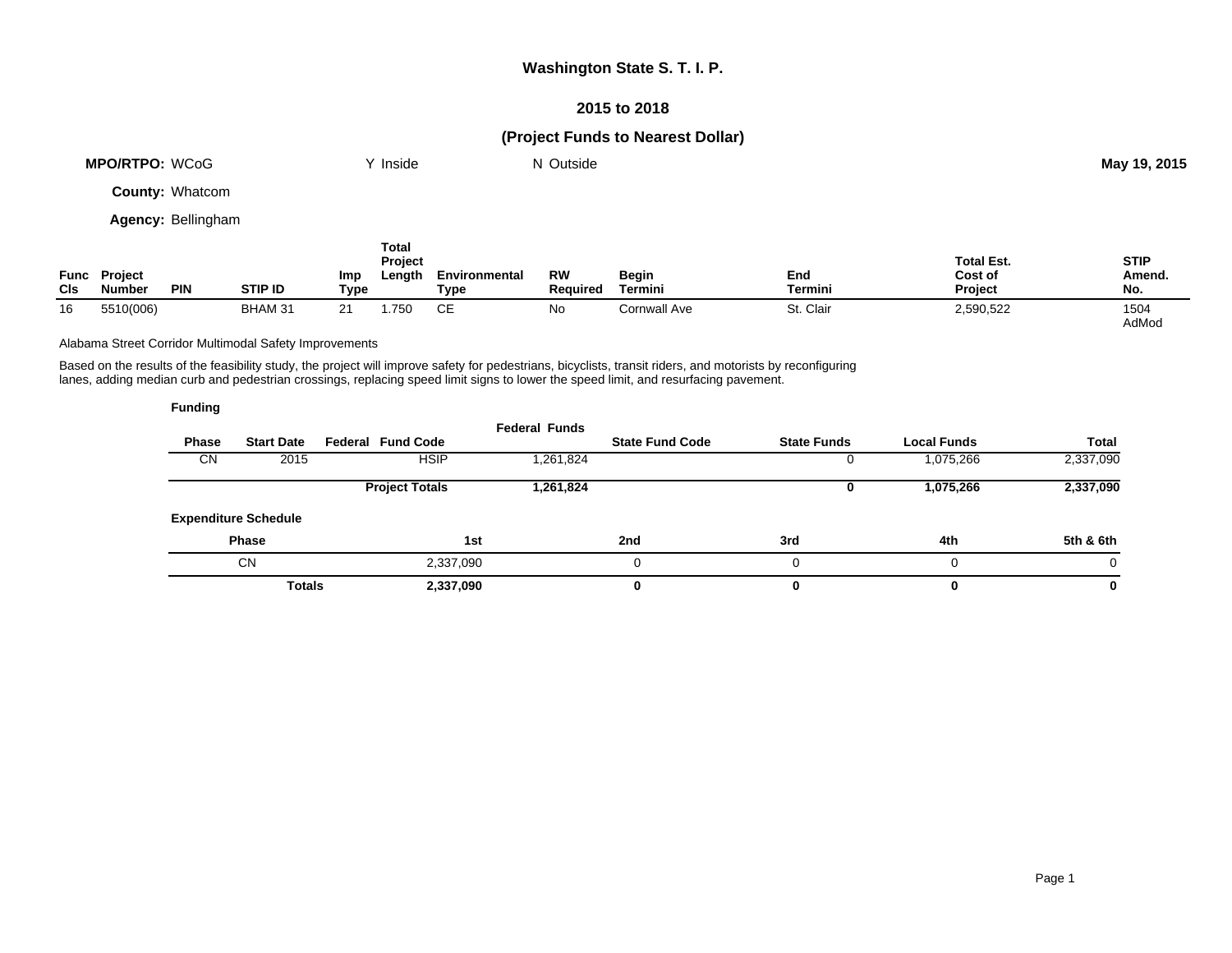# Washington State S. T. I. P.

## 2015 to 2018

## (Project Funds to Nearest Dollar)

**MPO/RTPO:** WCoG Y Inside N Outside **May 19, 2015**

**County:** Whatcom

**Agency:** Bellingham

| Func Cls | Project Number | PIN | STIP ID | Imp Type | Total Project Length | Environmental Type | RW Required | Begin Termini | End Termini | Total Est. Cost of Project | STIP Amend. No. |
|---|---|---|---|---|---|---|---|---|---|---|---|
| 16 | 5510(006) | | BHAM 31 | 21 | 1.750 | CE | No | Cornwall Ave | St. Clair | 2,590,522 | 1504 AdMod |

Alabama Street Corridor Multimodal Safety Improvements

Based on the results of the feasibility study, the project will improve safety for pedestrians, bicyclists, transit riders, and motorists by reconfiguring lanes, adding median curb and pedestrian crossings, replacing speed limit signs to lower the speed limit, and resurfacing pavement.

**Funding**

| Phase | Start Date | Federal Fund Code | Federal Funds | State Fund Code | State Funds | Local Funds | Total |
|---|---|---|---|---|---|---|---|
| CN | 2015 | HSIP | 1,261,824 | | 0 | 1,075,266 | 2,337,090 |
| | | **Project Totals** | **1,261,824** | | **0** | **1,075,266** | **2,337,090** |

**Expenditure Schedule**

| Phase | 1st | 2nd | 3rd | 4th | 5th & 6th |
|---|---|---|---|---|---|
| CN | 2,337,090 | 0 | 0 | 0 | 0 |
| **Totals** | **2,337,090** | **0** | **0** | **0** | **0** |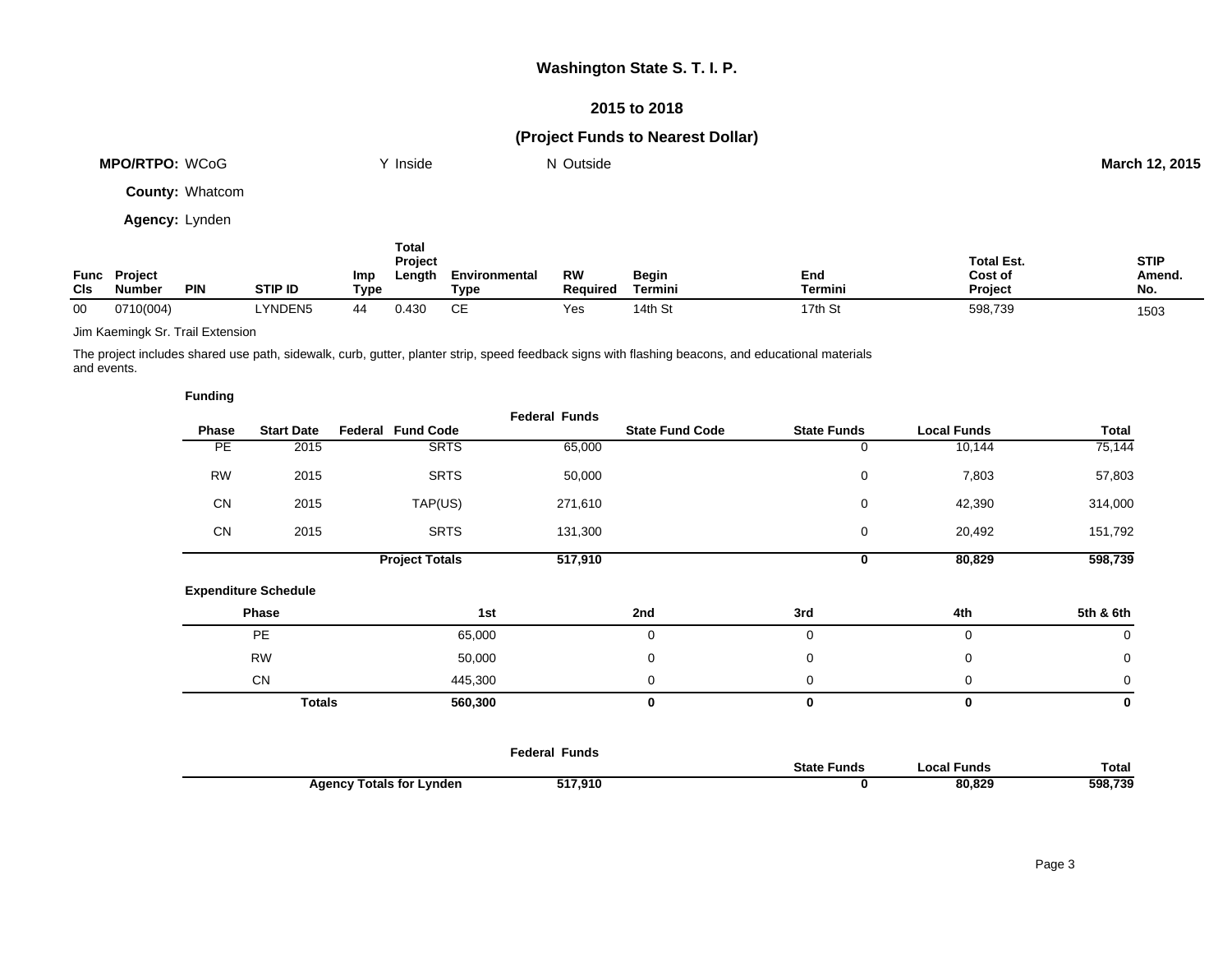## Washington State S. T. I. P.

## 2015 to 2018

## (Project Funds to Nearest Dollar)

**MPO/RTPO:** WCoG  Y Inside  N Outside  **March 12, 2015**

**County:** Whatcom

**Agency:** Lynden

| Func Cls | Project Number | PIN | STIP ID | Imp Type | Total Project Length | Environmental Type | RW Required | Begin Termini | End Termini | Total Est. Cost of Project | STIP Amend. No. |
|---|---|---|---|---|---|---|---|---|---|---|---|
| 00 | 0710(004) | | LYNDEN5 | 44 | 0.430 | CE | Yes | 14th St | 17th St | 598,739 | 1503 |

Jim Kaemingk Sr. Trail Extension

The project includes shared use path, sidewalk, curb, gutter, planter strip, speed feedback signs with flashing beacons, and educational materials and events.

**Funding**

| Phase | Start Date | Federal Fund Code | Federal Funds | State Fund Code | State Funds | Local Funds | Total |
|---|---|---|---|---|---|---|---|
| PE | 2015 | SRTS | 65,000 | | 0 | 10,144 | 75,144 |
| RW | 2015 | SRTS | 50,000 | | 0 | 7,803 | 57,803 |
| CN | 2015 | TAP(US) | 271,610 | | 0 | 42,390 | 314,000 |
| CN | 2015 | SRTS | 131,300 | | 0 | 20,492 | 151,792 |
| | | **Project Totals** | **517,910** | | **0** | **80,829** | **598,739** |

**Expenditure Schedule**

| Phase | 1st | 2nd | 3rd | 4th | 5th & 6th |
|---|---|---|---|---|---|
| PE | 65,000 | 0 | 0 | 0 | 0 |
| RW | 50,000 | 0 | 0 | 0 | 0 |
| CN | 445,300 | 0 | 0 | 0 | 0 |
| **Totals** | **560,300** | **0** | **0** | **0** | **0** |

| | Federal Funds | State Funds | Local Funds | Total |
|---|---|---|---|---|
| **Agency Totals for Lynden** | **517,910** | **0** | **80,829** | **598,739** |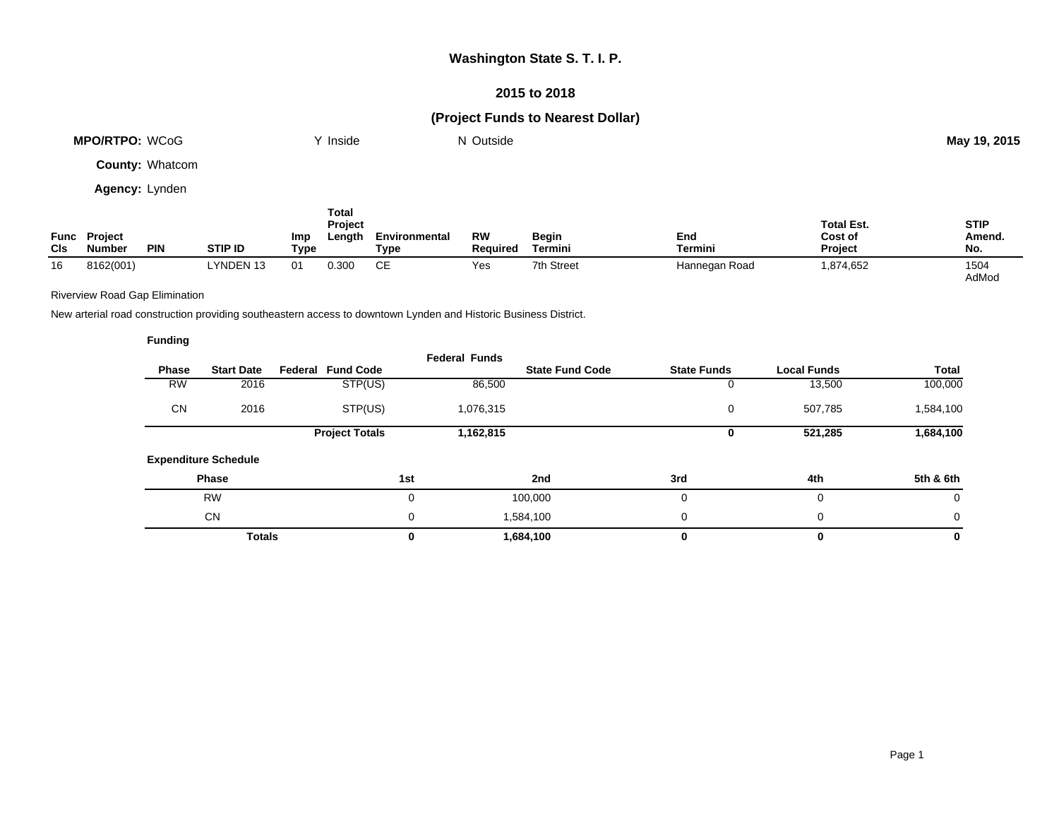# Washington State S. T. I. P.

## 2015 to 2018

### (Project Funds to Nearest Dollar)

**MPO/RTPO:** WCoG　　Y Inside　　N Outside　　**May 19, 2015**

**County:** Whatcom

**Agency:** Lynden

| Func Cls | Project Number | PIN | STIP ID | Imp Type | Total Project Length | Environmental Type | RW Required | Begin Termini | End Termini | Total Est. Cost of Project | STIP Amend. No. |
|---|---|---|---|---|---|---|---|---|---|---|---|
| 16 | 8162(001) | | LYNDEN 13 | 01 | 0.300 | CE | Yes | 7th Street | Hannegan Road | 1,874,652 | 1504 AdMod |

Riverview Road Gap Elimination

New arterial road construction providing southeastern access to downtown Lynden and Historic Business District.

**Funding**

| Phase | Start Date | Federal Fund Code | Federal Funds | State Fund Code | State Funds | Local Funds | Total |
|---|---|---|---|---|---|---|---|
| RW | 2016 | STP(US) | 86,500 | | 0 | 13,500 | 100,000 |
| CN | 2016 | STP(US) | 1,076,315 | | 0 | 507,785 | 1,584,100 |
| | | **Project Totals** | **1,162,815** | | **0** | **521,285** | **1,684,100** |

**Expenditure Schedule**

| Phase | 1st | 2nd | 3rd | 4th | 5th & 6th |
|---|---|---|---|---|---|
| RW | 0 | 100,000 | 0 | 0 | 0 |
| CN | 0 | 1,584,100 | 0 | 0 | 0 |
| **Totals** | **0** | **1,684,100** | **0** | **0** | **0** |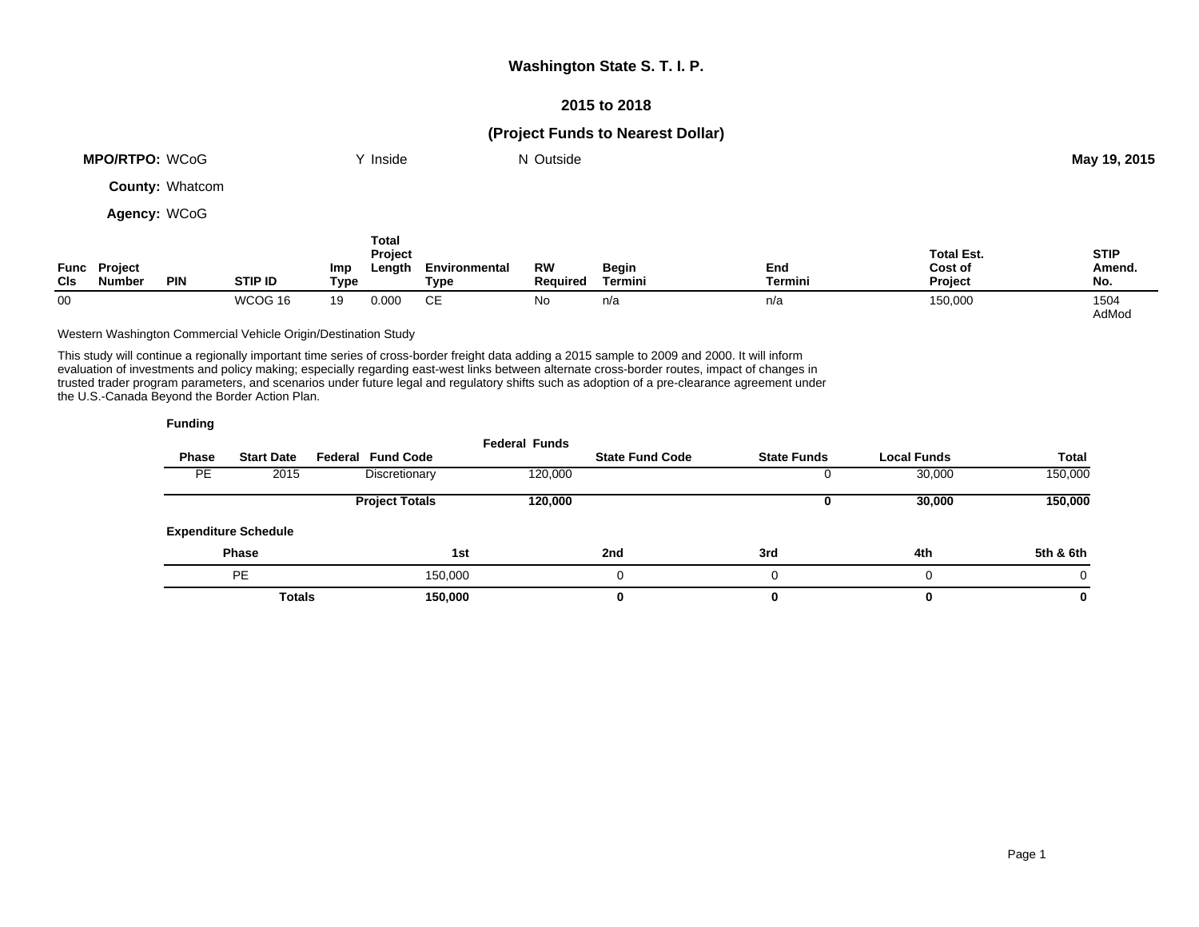# Washington State S. T. I. P.

## 2015 to 2018

## (Project Funds to Nearest Dollar)

**MPO/RTPO:** WCoG Y Inside N Outside **May 19, 2015**

**County:** Whatcom

**Agency:** WCoG

| Func Cls | Project Number | PIN | STIP ID | Imp Type | Total Project Length | Environmental Type | RW Required | Begin Termini | End Termini | Total Est. Cost of Project | STIP Amend. No. |
|---|---|---|---|---|---|---|---|---|---|---|---|
| 00 | | | WCOG 16 | 19 | 0.000 | CE | No | n/a | n/a | 150,000 | 1504 AdMod |

Western Washington Commercial Vehicle Origin/Destination Study

This study will continue a regionally important time series of cross-border freight data adding a 2015 sample to 2009 and 2000. It will inform evaluation of investments and policy making; especially regarding east-west links between alternate cross-border routes, impact of changes in trusted trader program parameters, and scenarios under future legal and regulatory shifts such as adoption of a pre-clearance agreement under the U.S.-Canada Beyond the Border Action Plan.

**Funding**

| Phase | Start Date | Federal Fund Code | Federal Funds | State Fund Code | State Funds | Local Funds | Total |
|---|---|---|---|---|---|---|---|
| PE | 2015 | Discretionary | 120,000 | | 0 | 30,000 | 150,000 |
| | | **Project Totals** | **120,000** | | **0** | **30,000** | **150,000** |

**Expenditure Schedule**

| Phase | 1st | 2nd | 3rd | 4th | 5th & 6th |
|---|---|---|---|---|---|
| PE | 150,000 | 0 | 0 | 0 | 0 |
| **Totals** | **150,000** | **0** | **0** | **0** | **0** |